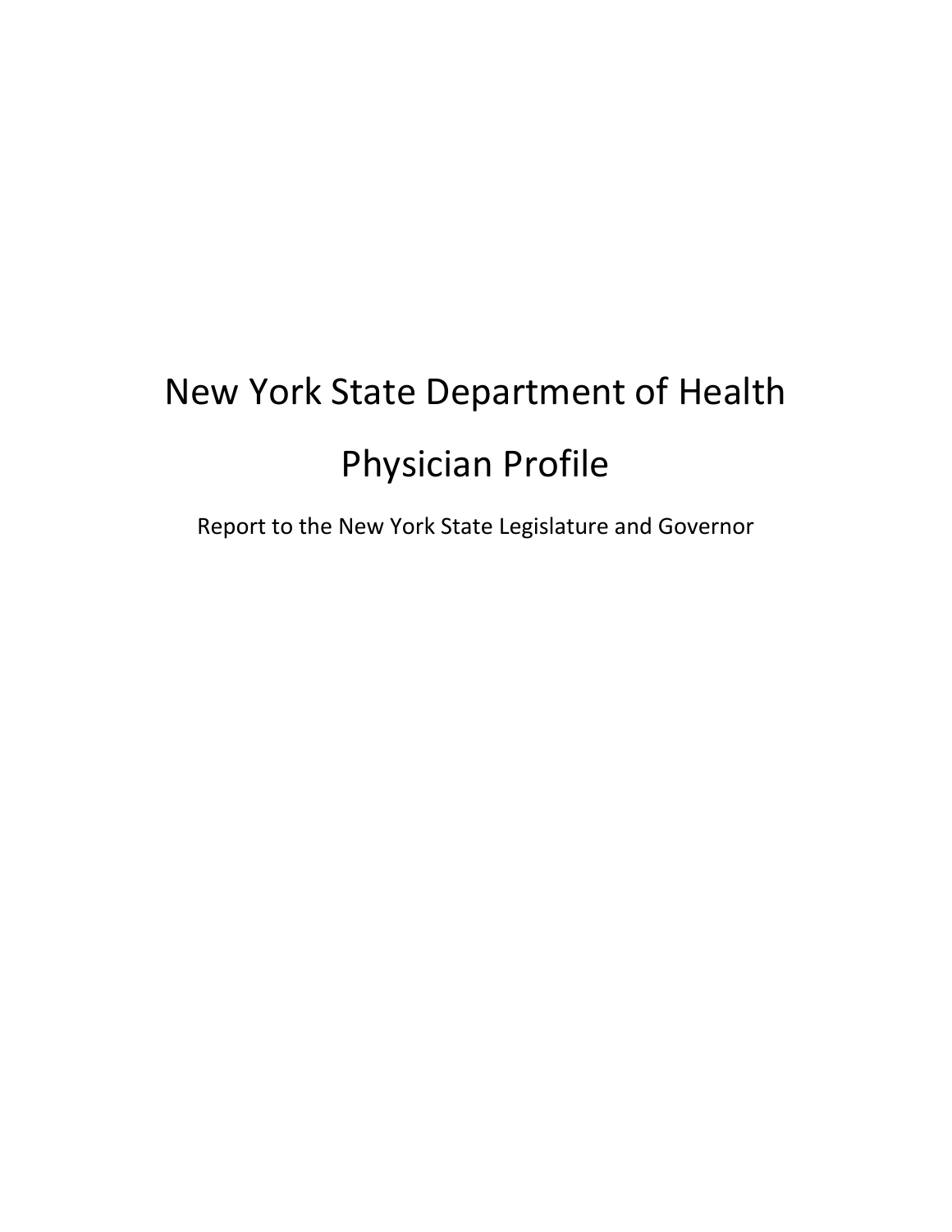# New York State Department of Health

# Physician Profile

Report to the New York State Legislature and Governor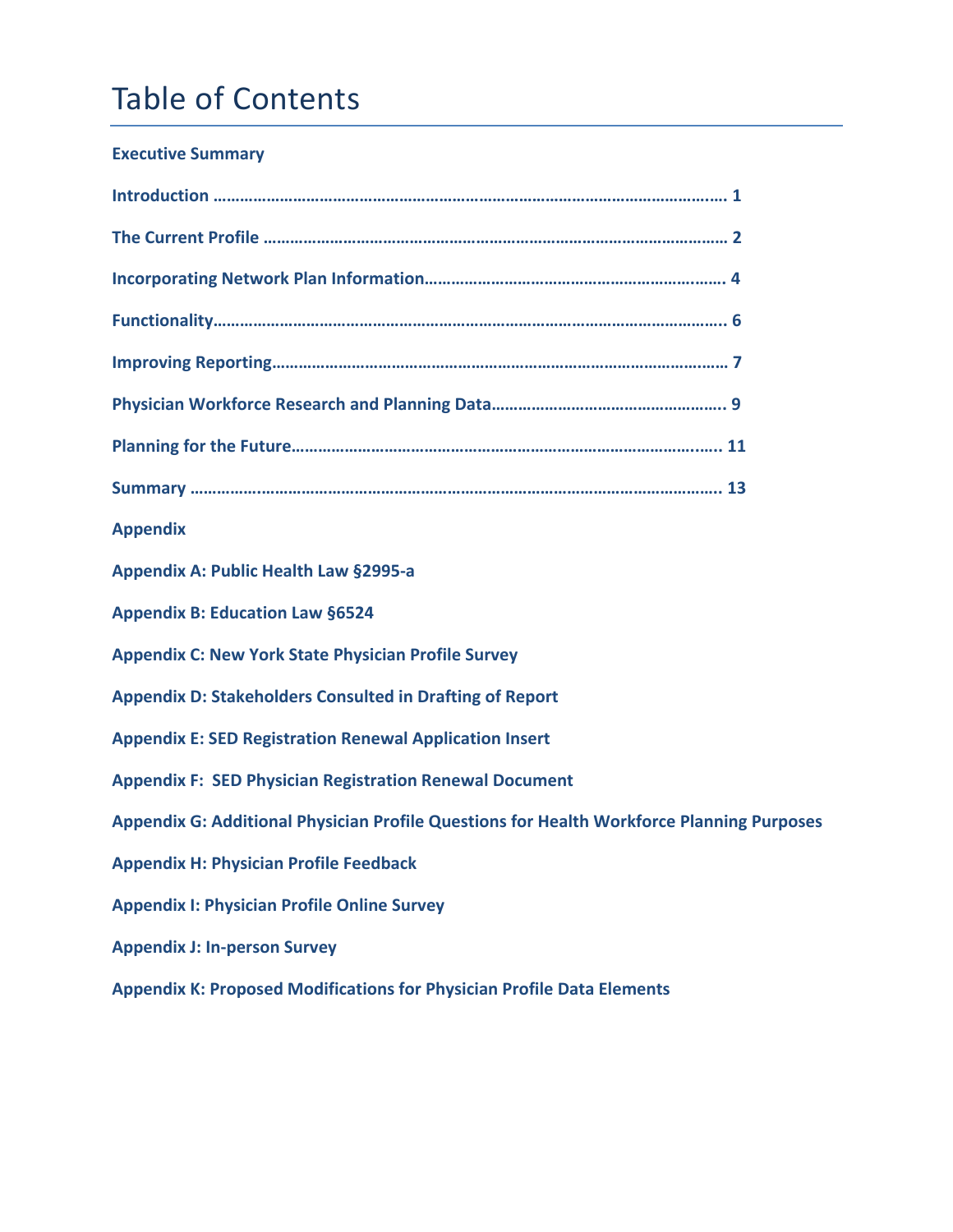# Table of Contents

**Executive Summary**

**Introduction ………………………………………………………………………………………………….. 1**

**The Current Profile ……………………………………………………………………………………… 2**

**Incorporating Network Plan Information………………………………………………………. 4**

**Functionality………………………………………………………………………………………………….. 6**

**Improving Reporting……………………………………………………………………………………… 7**

**Physician Workforce Research and Planning Data……………………………………………. 9**

**Planning for the Future…………………………………………………………………………….…. 11**

**Summary …………………………………………………………………………………………………….. 13**

**Appendix**

**Appendix A: Public Health Law §2995-a**

**Appendix B: Education Law §6524**

**Appendix C: New York State Physician Profile Survey**

**Appendix D: Stakeholders Consulted in Drafting of Report**

**Appendix E: SED Registration Renewal Application Insert**

**Appendix F: SED Physician Registration Renewal Document**

**Appendix G: Additional Physician Profile Questions for Health Workforce Planning Purposes**

**Appendix H: Physician Profile Feedback**

**Appendix I: Physician Profile Online Survey**

**Appendix J: In-person Survey**

**Appendix K: Proposed Modifications for Physician Profile Data Elements**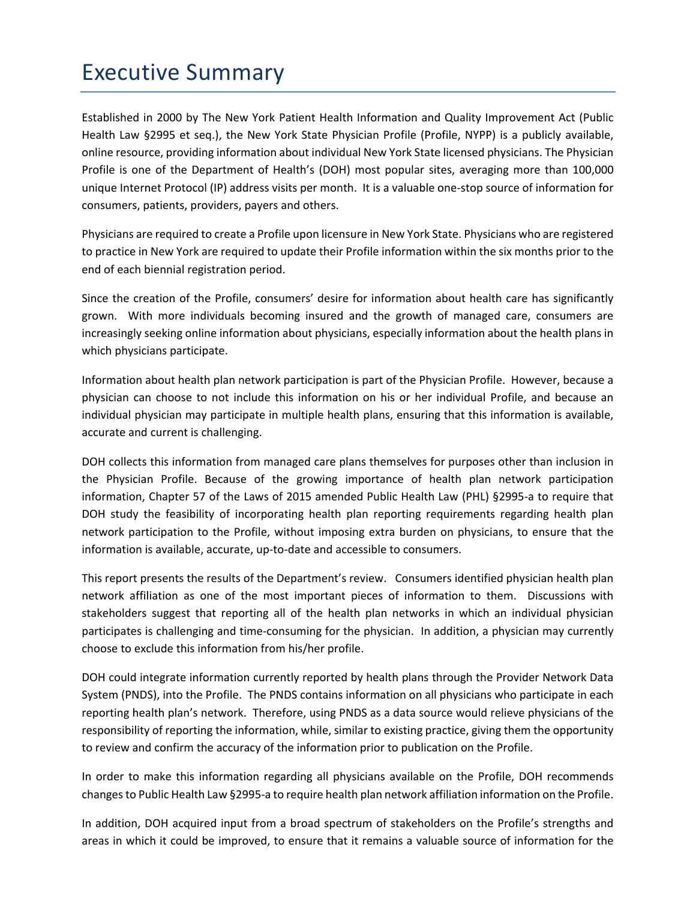# Executive Summary

Established in 2000 by The New York Patient Health Information and Quality Improvement Act (Public Health Law §2995 et seq.), the New York State Physician Profile (Profile, NYPP) is a publicly available, online resource, providing information about individual New York State licensed physicians. The Physician Profile is one of the Department of Health's (DOH) most popular sites, averaging more than 100,000 unique Internet Protocol (IP) address visits per month. It is a valuable one-stop source of information for consumers, patients, providers, payers and others.

Physicians are required to create a Profile upon licensure in New York State. Physicians who are registered to practice in New York are required to update their Profile information within the six months prior to the end of each biennial registration period.

Since the creation of the Profile, consumers' desire for information about health care has significantly grown. With more individuals becoming insured and the growth of managed care, consumers are increasingly seeking online information about physicians, especially information about the health plans in which physicians participate.

Information about health plan network participation is part of the Physician Profile. However, because a physician can choose to not include this information on his or her individual Profile, and because an individual physician may participate in multiple health plans, ensuring that this information is available, accurate and current is challenging.

DOH collects this information from managed care plans themselves for purposes other than inclusion in the Physician Profile. Because of the growing importance of health plan network participation information, Chapter 57 of the Laws of 2015 amended Public Health Law (PHL) §2995-a to require that DOH study the feasibility of incorporating health plan reporting requirements regarding health plan network participation to the Profile, without imposing extra burden on physicians, to ensure that the information is available, accurate, up-to-date and accessible to consumers.

This report presents the results of the Department's review. Consumers identified physician health plan network affiliation as one of the most important pieces of information to them. Discussions with stakeholders suggest that reporting all of the health plan networks in which an individual physician participates is challenging and time-consuming for the physician. In addition, a physician may currently choose to exclude this information from his/her profile.

DOH could integrate information currently reported by health plans through the Provider Network Data System (PNDS), into the Profile. The PNDS contains information on all physicians who participate in each reporting health plan's network. Therefore, using PNDS as a data source would relieve physicians of the responsibility of reporting the information, while, similar to existing practice, giving them the opportunity to review and confirm the accuracy of the information prior to publication on the Profile.

In order to make this information regarding all physicians available on the Profile, DOH recommends changes to Public Health Law §2995-a to require health plan network affiliation information on the Profile.

In addition, DOH acquired input from a broad spectrum of stakeholders on the Profile's strengths and areas in which it could be improved, to ensure that it remains a valuable source of information for the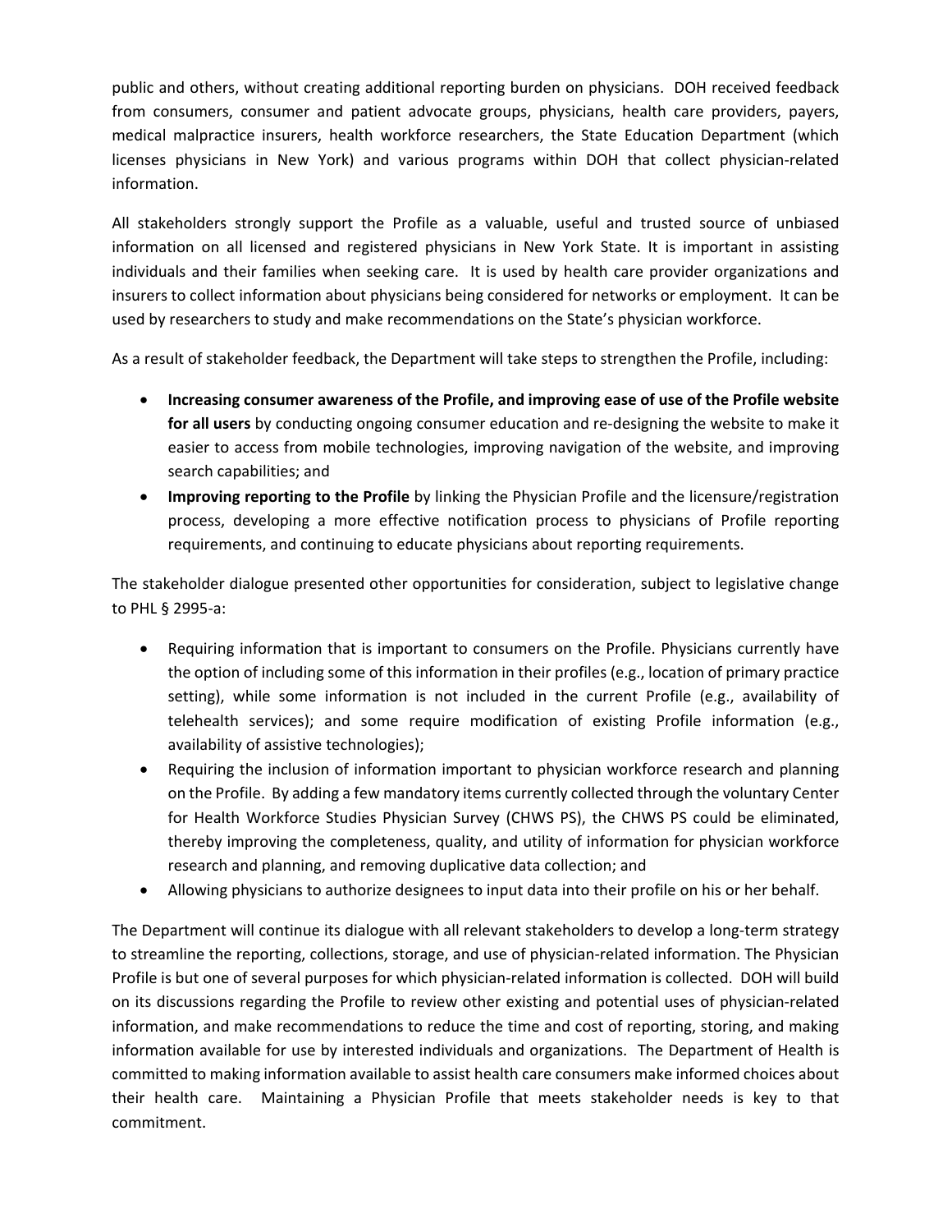public and others, without creating additional reporting burden on physicians. DOH received feedback from consumers, consumer and patient advocate groups, physicians, health care providers, payers, medical malpractice insurers, health workforce researchers, the State Education Department (which licenses physicians in New York) and various programs within DOH that collect physician-related information.

All stakeholders strongly support the Profile as a valuable, useful and trusted source of unbiased information on all licensed and registered physicians in New York State. It is important in assisting individuals and their families when seeking care. It is used by health care provider organizations and insurers to collect information about physicians being considered for networks or employment. It can be used by researchers to study and make recommendations on the State's physician workforce.

As a result of stakeholder feedback, the Department will take steps to strengthen the Profile, including:

- **Increasing consumer awareness of the Profile, and improving ease of use of the Profile website for all users** by conducting ongoing consumer education and re-designing the website to make it easier to access from mobile technologies, improving navigation of the website, and improving search capabilities; and
- **Improving reporting to the Profile** by linking the Physician Profile and the licensure/registration process, developing a more effective notification process to physicians of Profile reporting requirements, and continuing to educate physicians about reporting requirements.

The stakeholder dialogue presented other opportunities for consideration, subject to legislative change to PHL § 2995-a:

- Requiring information that is important to consumers on the Profile. Physicians currently have the option of including some of this information in their profiles (e.g., location of primary practice setting), while some information is not included in the current Profile (e.g., availability of telehealth services); and some require modification of existing Profile information (e.g., availability of assistive technologies);
- Requiring the inclusion of information important to physician workforce research and planning on the Profile. By adding a few mandatory items currently collected through the voluntary Center for Health Workforce Studies Physician Survey (CHWS PS), the CHWS PS could be eliminated, thereby improving the completeness, quality, and utility of information for physician workforce research and planning, and removing duplicative data collection; and
- Allowing physicians to authorize designees to input data into their profile on his or her behalf.

The Department will continue its dialogue with all relevant stakeholders to develop a long-term strategy to streamline the reporting, collections, storage, and use of physician-related information. The Physician Profile is but one of several purposes for which physician-related information is collected. DOH will build on its discussions regarding the Profile to review other existing and potential uses of physician-related information, and make recommendations to reduce the time and cost of reporting, storing, and making information available for use by interested individuals and organizations. The Department of Health is committed to making information available to assist health care consumers make informed choices about their health care. Maintaining a Physician Profile that meets stakeholder needs is key to that commitment.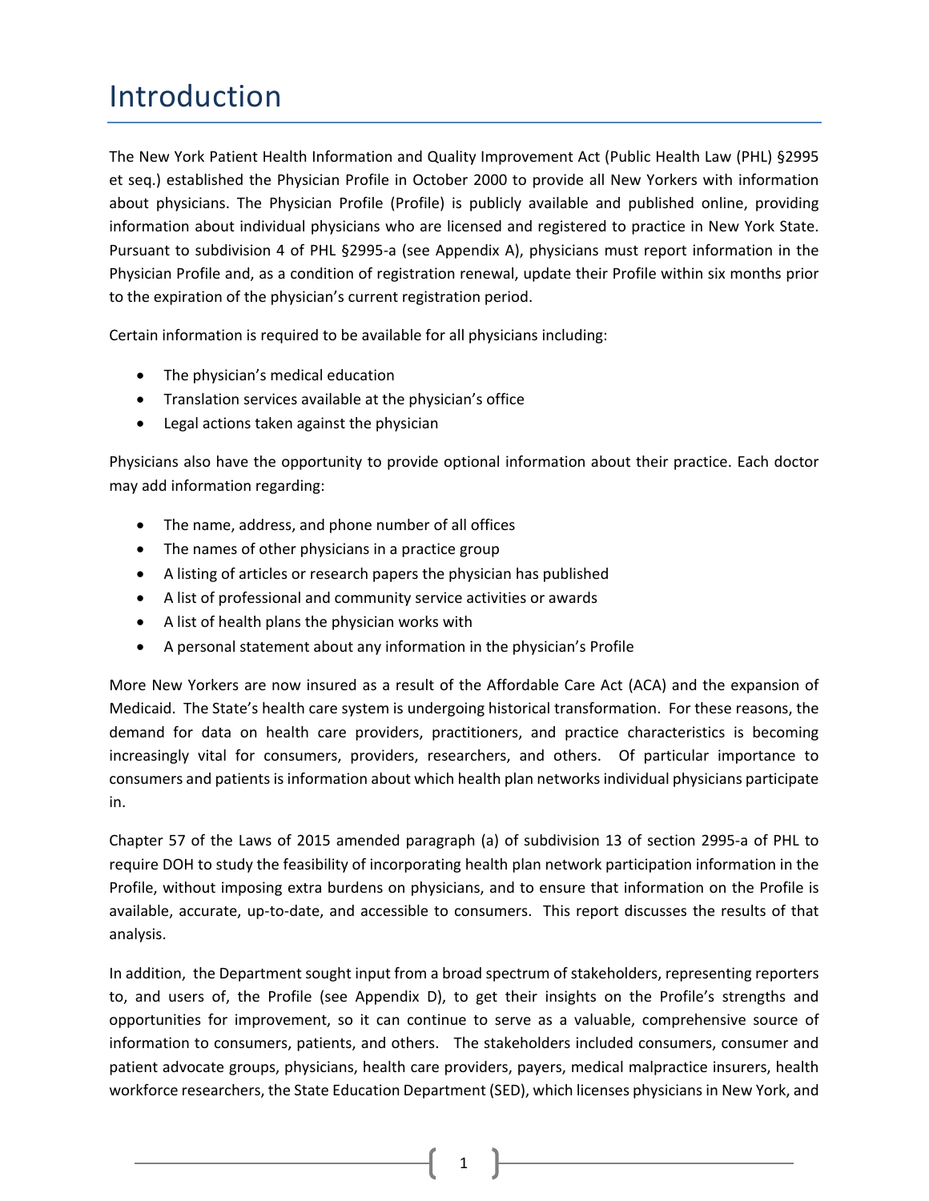# Introduction

The New York Patient Health Information and Quality Improvement Act (Public Health Law (PHL) §2995 et seq.) established the Physician Profile in October 2000 to provide all New Yorkers with information about physicians. The Physician Profile (Profile) is publicly available and published online, providing information about individual physicians who are licensed and registered to practice in New York State. Pursuant to subdivision 4 of PHL §2995-a (see Appendix A), physicians must report information in the Physician Profile and, as a condition of registration renewal, update their Profile within six months prior to the expiration of the physician's current registration period.

Certain information is required to be available for all physicians including:

- The physician's medical education
- Translation services available at the physician's office
- Legal actions taken against the physician

Physicians also have the opportunity to provide optional information about their practice. Each doctor may add information regarding:

- The name, address, and phone number of all offices
- The names of other physicians in a practice group
- A listing of articles or research papers the physician has published
- A list of professional and community service activities or awards
- A list of health plans the physician works with
- A personal statement about any information in the physician's Profile

More New Yorkers are now insured as a result of the Affordable Care Act (ACA) and the expansion of Medicaid. The State's health care system is undergoing historical transformation. For these reasons, the demand for data on health care providers, practitioners, and practice characteristics is becoming increasingly vital for consumers, providers, researchers, and others. Of particular importance to consumers and patients is information about which health plan networks individual physicians participate in.

Chapter 57 of the Laws of 2015 amended paragraph (a) of subdivision 13 of section 2995-a of PHL to require DOH to study the feasibility of incorporating health plan network participation information in the Profile, without imposing extra burdens on physicians, and to ensure that information on the Profile is available, accurate, up-to-date, and accessible to consumers. This report discusses the results of that analysis.

In addition, the Department sought input from a broad spectrum of stakeholders, representing reporters to, and users of, the Profile (see Appendix D), to get their insights on the Profile's strengths and opportunities for improvement, so it can continue to serve as a valuable, comprehensive source of information to consumers, patients, and others. The stakeholders included consumers, consumer and patient advocate groups, physicians, health care providers, payers, medical malpractice insurers, health workforce researchers, the State Education Department (SED), which licenses physicians in New York, and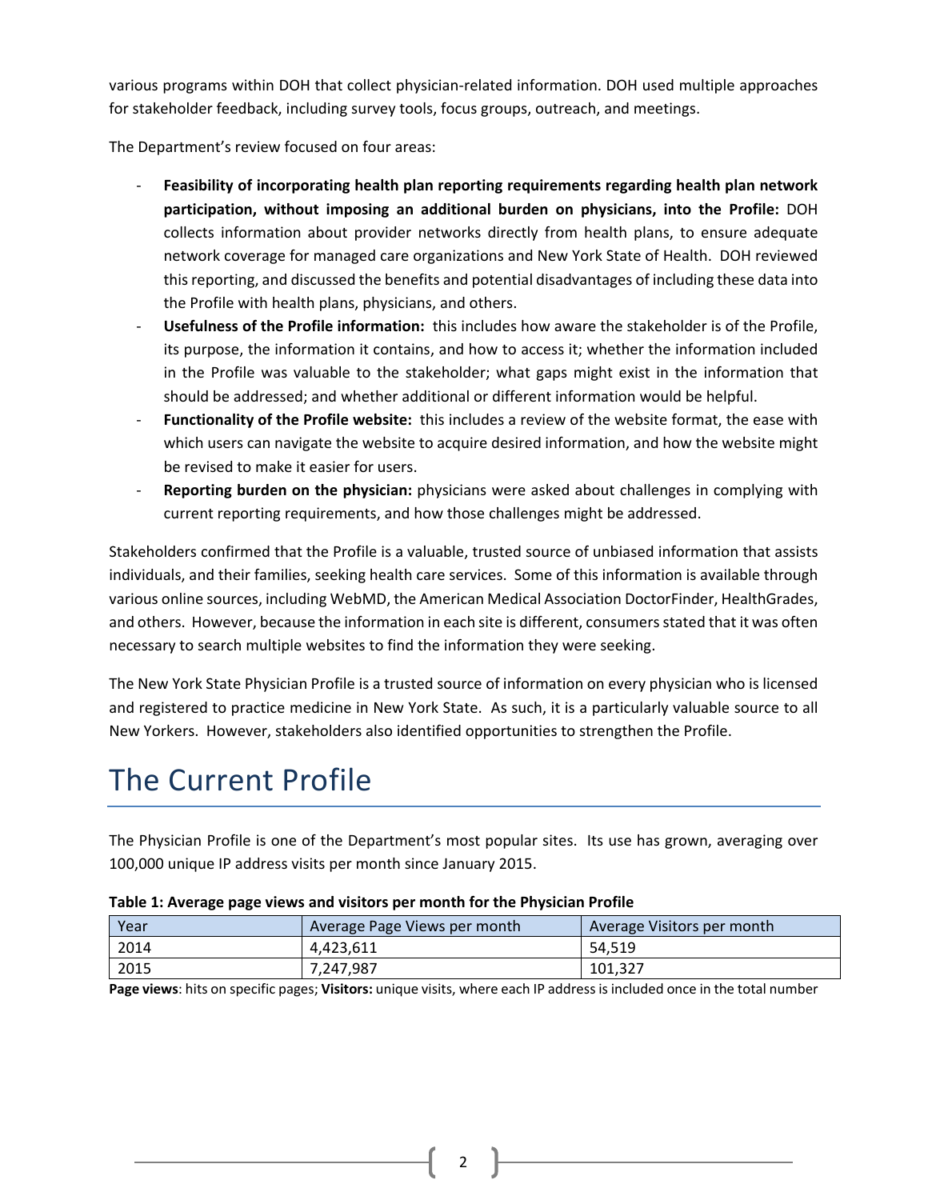various programs within DOH that collect physician-related information. DOH used multiple approaches for stakeholder feedback, including survey tools, focus groups, outreach, and meetings.

The Department's review focused on four areas:

- **Feasibility of incorporating health plan reporting requirements regarding health plan network participation, without imposing an additional burden on physicians, into the Profile:** DOH collects information about provider networks directly from health plans, to ensure adequate network coverage for managed care organizations and New York State of Health. DOH reviewed this reporting, and discussed the benefits and potential disadvantages of including these data into the Profile with health plans, physicians, and others.
- **Usefulness of the Profile information:** this includes how aware the stakeholder is of the Profile, its purpose, the information it contains, and how to access it; whether the information included in the Profile was valuable to the stakeholder; what gaps might exist in the information that should be addressed; and whether additional or different information would be helpful.
- **Functionality of the Profile website:** this includes a review of the website format, the ease with which users can navigate the website to acquire desired information, and how the website might be revised to make it easier for users.
- **Reporting burden on the physician:** physicians were asked about challenges in complying with current reporting requirements, and how those challenges might be addressed.

Stakeholders confirmed that the Profile is a valuable, trusted source of unbiased information that assists individuals, and their families, seeking health care services. Some of this information is available through various online sources, including WebMD, the American Medical Association DoctorFinder, HealthGrades, and others. However, because the information in each site is different, consumers stated that it was often necessary to search multiple websites to find the information they were seeking.

The New York State Physician Profile is a trusted source of information on every physician who is licensed and registered to practice medicine in New York State. As such, it is a particularly valuable source to all New Yorkers. However, stakeholders also identified opportunities to strengthen the Profile.

# The Current Profile

The Physician Profile is one of the Department's most popular sites. Its use has grown, averaging over 100,000 unique IP address visits per month since January 2015.

**Table 1: Average page views and visitors per month for the Physician Profile**

| Year | Average Page Views per month | Average Visitors per month |
|---|---|---|
| 2014 | 4,423,611 | 54,519 |
| 2015 | 7,247,987 | 101,327 |

**Page views**: hits on specific pages; **Visitors:** unique visits, where each IP address is included once in the total number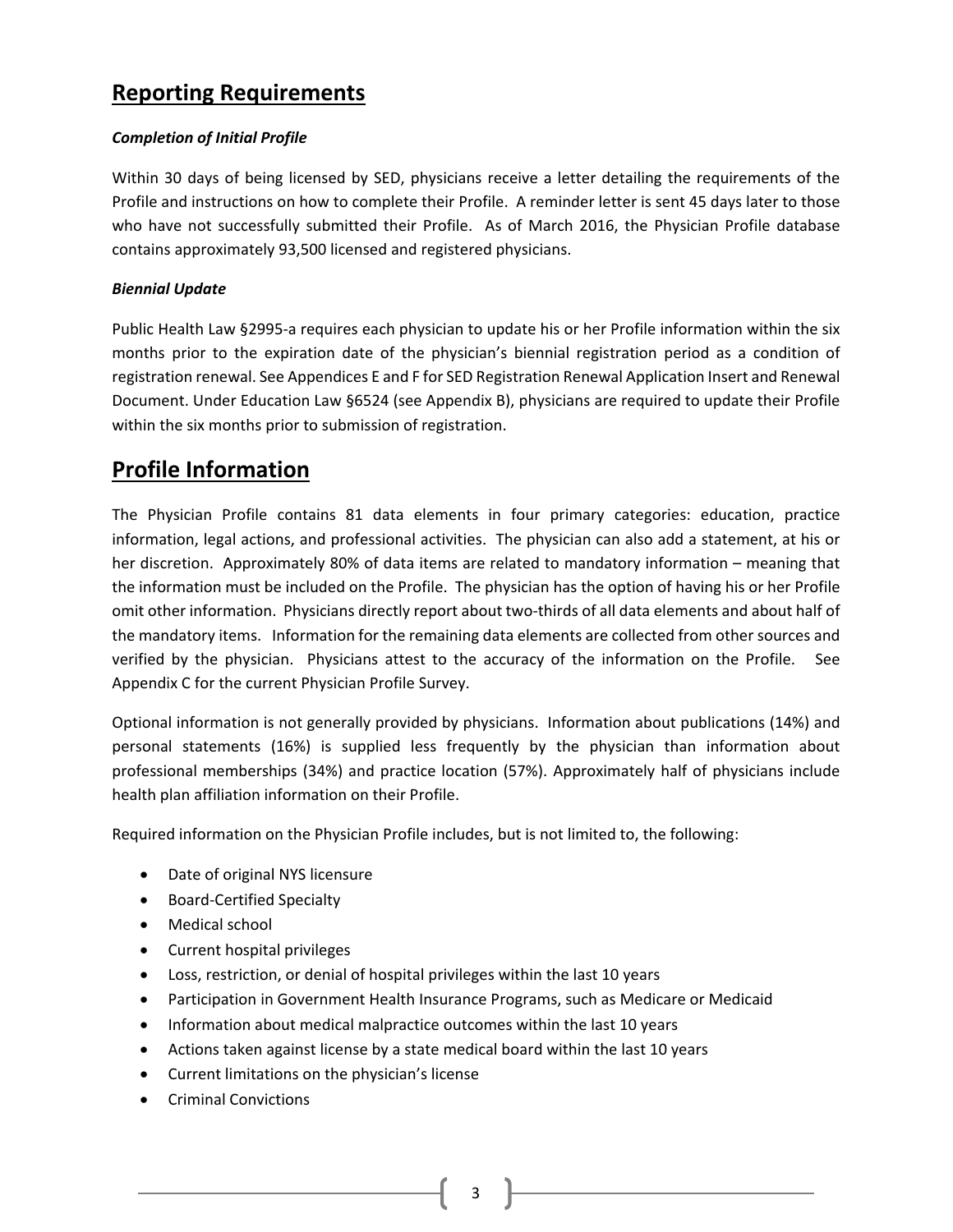## Reporting Requirements

***Completion of Initial Profile***

Within 30 days of being licensed by SED, physicians receive a letter detailing the requirements of the Profile and instructions on how to complete their Profile. A reminder letter is sent 45 days later to those who have not successfully submitted their Profile. As of March 2016, the Physician Profile database contains approximately 93,500 licensed and registered physicians.

***Biennial Update***

Public Health Law §2995-a requires each physician to update his or her Profile information within the six months prior to the expiration date of the physician's biennial registration period as a condition of registration renewal. See Appendices E and F for SED Registration Renewal Application Insert and Renewal Document. Under Education Law §6524 (see Appendix B), physicians are required to update their Profile within the six months prior to submission of registration.

## Profile Information

The Physician Profile contains 81 data elements in four primary categories: education, practice information, legal actions, and professional activities. The physician can also add a statement, at his or her discretion. Approximately 80% of data items are related to mandatory information – meaning that the information must be included on the Profile. The physician has the option of having his or her Profile omit other information. Physicians directly report about two-thirds of all data elements and about half of the mandatory items. Information for the remaining data elements are collected from other sources and verified by the physician. Physicians attest to the accuracy of the information on the Profile. See Appendix C for the current Physician Profile Survey.

Optional information is not generally provided by physicians. Information about publications (14%) and personal statements (16%) is supplied less frequently by the physician than information about professional memberships (34%) and practice location (57%). Approximately half of physicians include health plan affiliation information on their Profile.

Required information on the Physician Profile includes, but is not limited to, the following:

- Date of original NYS licensure
- Board-Certified Specialty
- Medical school
- Current hospital privileges
- Loss, restriction, or denial of hospital privileges within the last 10 years
- Participation in Government Health Insurance Programs, such as Medicare or Medicaid
- Information about medical malpractice outcomes within the last 10 years
- Actions taken against license by a state medical board within the last 10 years
- Current limitations on the physician's license
- Criminal Convictions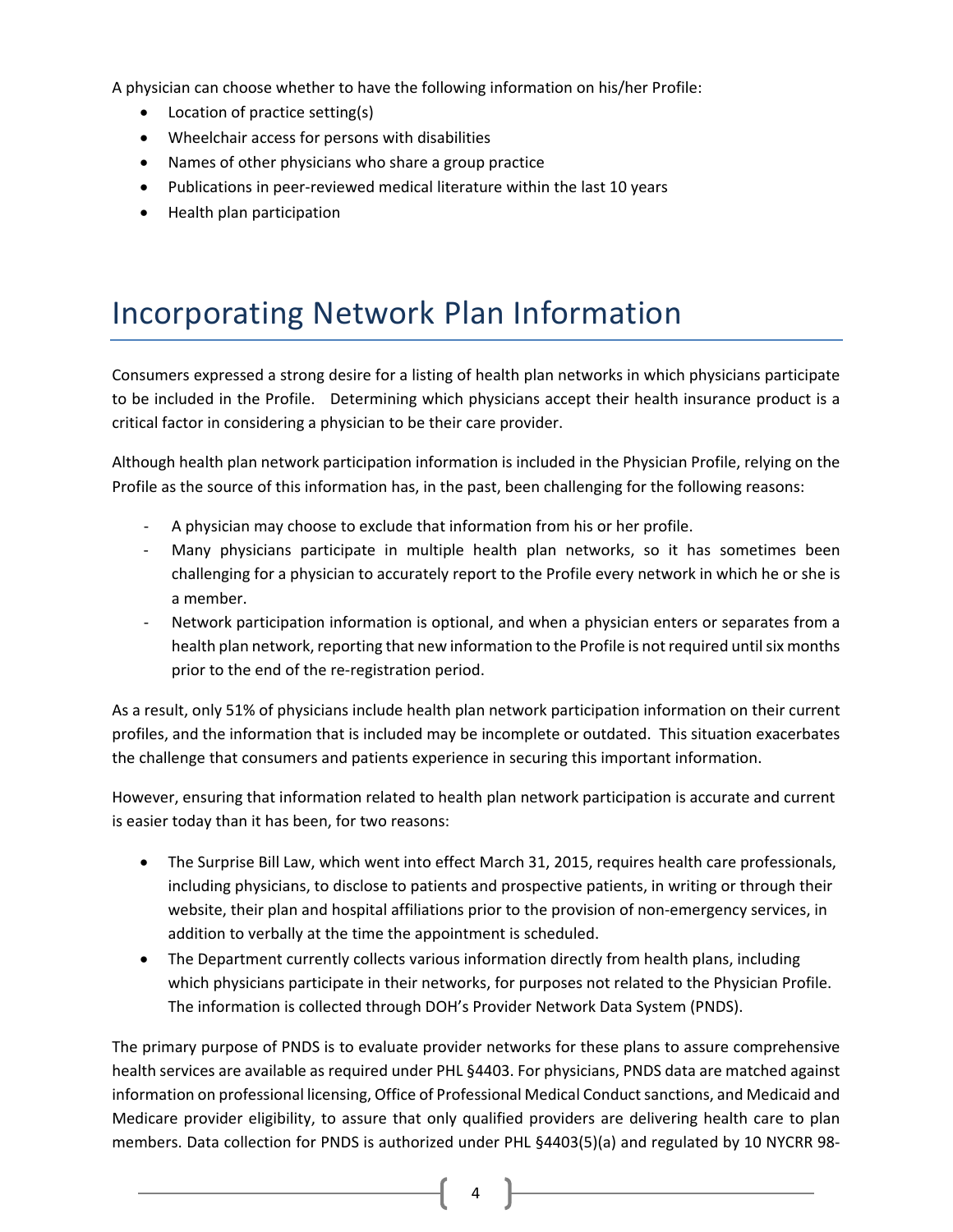A physician can choose whether to have the following information on his/her Profile:

- Location of practice setting(s)
- Wheelchair access for persons with disabilities
- Names of other physicians who share a group practice
- Publications in peer-reviewed medical literature within the last 10 years
- Health plan participation

# Incorporating Network Plan Information

Consumers expressed a strong desire for a listing of health plan networks in which physicians participate to be included in the Profile. Determining which physicians accept their health insurance product is a critical factor in considering a physician to be their care provider.

Although health plan network participation information is included in the Physician Profile, relying on the Profile as the source of this information has, in the past, been challenging for the following reasons:

- A physician may choose to exclude that information from his or her profile.
- Many physicians participate in multiple health plan networks, so it has sometimes been challenging for a physician to accurately report to the Profile every network in which he or she is a member.
- Network participation information is optional, and when a physician enters or separates from a health plan network, reporting that new information to the Profile is not required until six months prior to the end of the re-registration period.

As a result, only 51% of physicians include health plan network participation information on their current profiles, and the information that is included may be incomplete or outdated. This situation exacerbates the challenge that consumers and patients experience in securing this important information.

However, ensuring that information related to health plan network participation is accurate and current is easier today than it has been, for two reasons:

- The Surprise Bill Law, which went into effect March 31, 2015, requires health care professionals, including physicians, to disclose to patients and prospective patients, in writing or through their website, their plan and hospital affiliations prior to the provision of non-emergency services, in addition to verbally at the time the appointment is scheduled.
- The Department currently collects various information directly from health plans, including which physicians participate in their networks, for purposes not related to the Physician Profile. The information is collected through DOH's Provider Network Data System (PNDS).

The primary purpose of PNDS is to evaluate provider networks for these plans to assure comprehensive health services are available as required under PHL §4403. For physicians, PNDS data are matched against information on professional licensing, Office of Professional Medical Conduct sanctions, and Medicaid and Medicare provider eligibility, to assure that only qualified providers are delivering health care to plan members. Data collection for PNDS is authorized under PHL §4403(5)(a) and regulated by 10 NYCRR 98-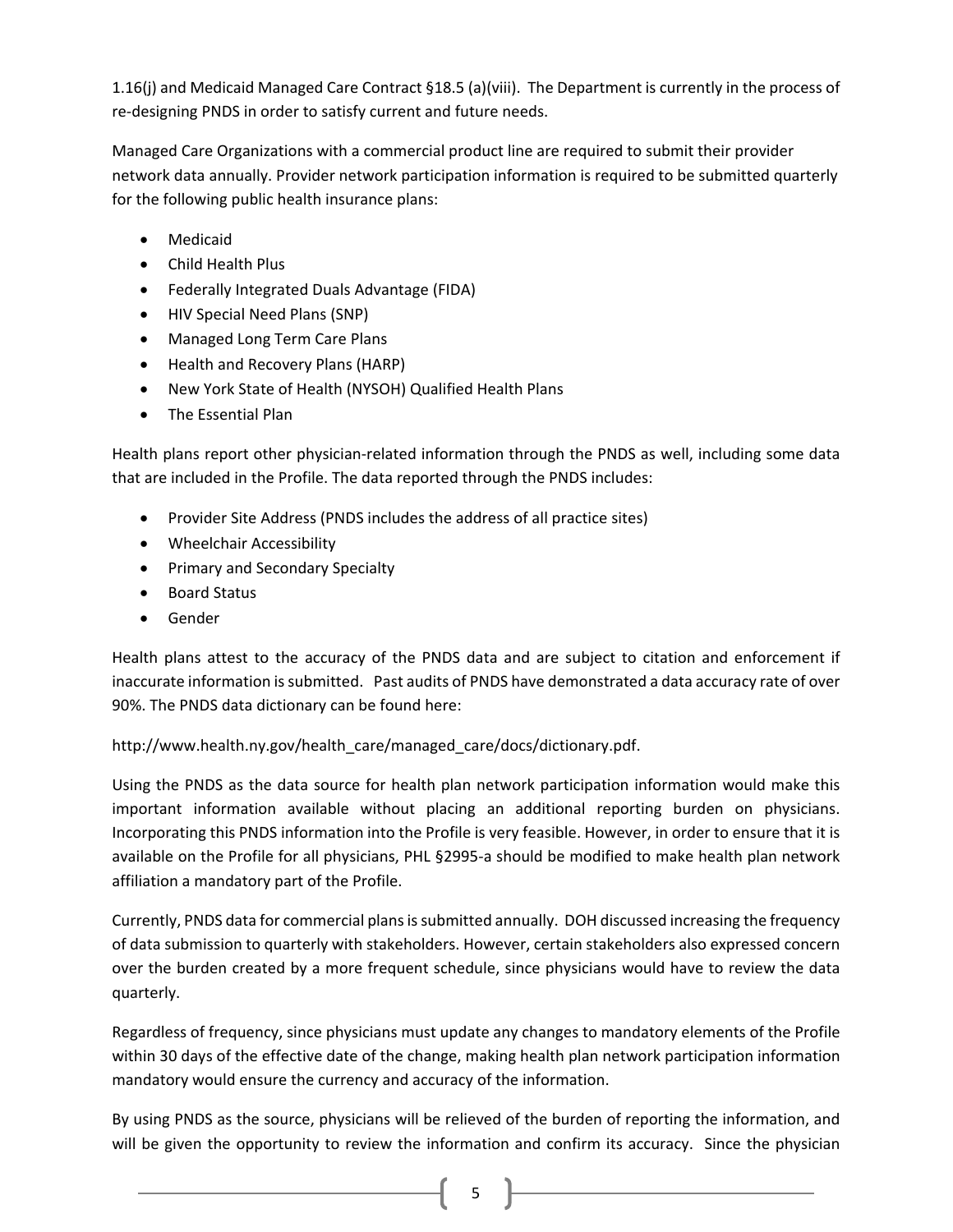1.16(j) and Medicaid Managed Care Contract §18.5 (a)(viii). The Department is currently in the process of re-designing PNDS in order to satisfy current and future needs.

Managed Care Organizations with a commercial product line are required to submit their provider network data annually. Provider network participation information is required to be submitted quarterly for the following public health insurance plans:

- Medicaid
- Child Health Plus
- Federally Integrated Duals Advantage (FIDA)
- HIV Special Need Plans (SNP)
- Managed Long Term Care Plans
- Health and Recovery Plans (HARP)
- New York State of Health (NYSOH) Qualified Health Plans
- The Essential Plan

Health plans report other physician-related information through the PNDS as well, including some data that are included in the Profile. The data reported through the PNDS includes:

- Provider Site Address (PNDS includes the address of all practice sites)
- Wheelchair Accessibility
- Primary and Secondary Specialty
- Board Status
- Gender

Health plans attest to the accuracy of the PNDS data and are subject to citation and enforcement if inaccurate information is submitted. Past audits of PNDS have demonstrated a data accuracy rate of over 90%. The PNDS data dictionary can be found here:

http://www.health.ny.gov/health_care/managed_care/docs/dictionary.pdf.

Using the PNDS as the data source for health plan network participation information would make this important information available without placing an additional reporting burden on physicians. Incorporating this PNDS information into the Profile is very feasible. However, in order to ensure that it is available on the Profile for all physicians, PHL §2995-a should be modified to make health plan network affiliation a mandatory part of the Profile.

Currently, PNDS data for commercial plans is submitted annually. DOH discussed increasing the frequency of data submission to quarterly with stakeholders. However, certain stakeholders also expressed concern over the burden created by a more frequent schedule, since physicians would have to review the data quarterly.

Regardless of frequency, since physicians must update any changes to mandatory elements of the Profile within 30 days of the effective date of the change, making health plan network participation information mandatory would ensure the currency and accuracy of the information.

By using PNDS as the source, physicians will be relieved of the burden of reporting the information, and will be given the opportunity to review the information and confirm its accuracy. Since the physician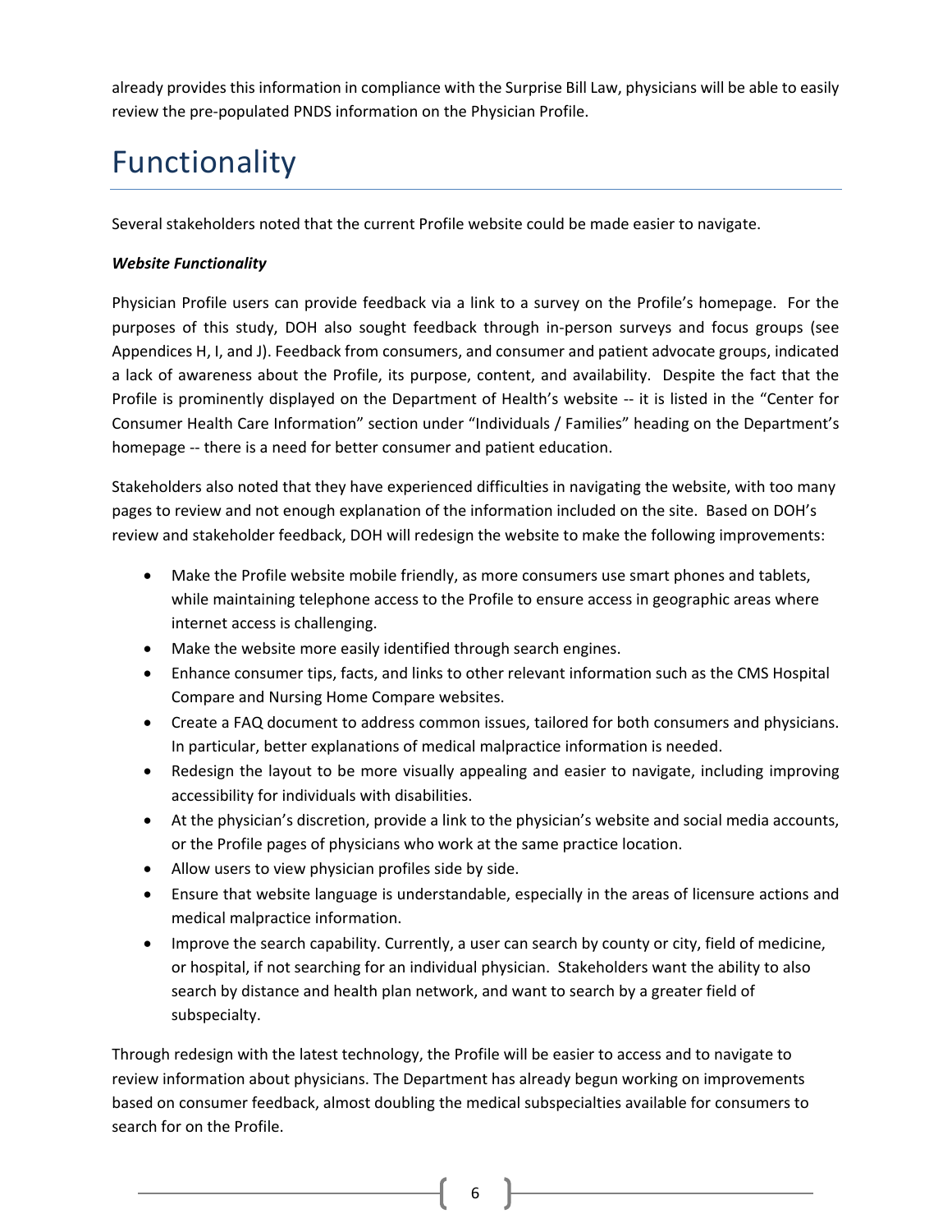already provides this information in compliance with the Surprise Bill Law, physicians will be able to easily review the pre-populated PNDS information on the Physician Profile.

# Functionality

Several stakeholders noted that the current Profile website could be made easier to navigate.

***Website Functionality***

Physician Profile users can provide feedback via a link to a survey on the Profile's homepage. For the purposes of this study, DOH also sought feedback through in-person surveys and focus groups (see Appendices H, I, and J). Feedback from consumers, and consumer and patient advocate groups, indicated a lack of awareness about the Profile, its purpose, content, and availability. Despite the fact that the Profile is prominently displayed on the Department of Health's website -- it is listed in the "Center for Consumer Health Care Information" section under "Individuals / Families" heading on the Department's homepage -- there is a need for better consumer and patient education.

Stakeholders also noted that they have experienced difficulties in navigating the website, with too many pages to review and not enough explanation of the information included on the site. Based on DOH's review and stakeholder feedback, DOH will redesign the website to make the following improvements:

- Make the Profile website mobile friendly, as more consumers use smart phones and tablets, while maintaining telephone access to the Profile to ensure access in geographic areas where internet access is challenging.
- Make the website more easily identified through search engines.
- Enhance consumer tips, facts, and links to other relevant information such as the CMS Hospital Compare and Nursing Home Compare websites.
- Create a FAQ document to address common issues, tailored for both consumers and physicians. In particular, better explanations of medical malpractice information is needed.
- Redesign the layout to be more visually appealing and easier to navigate, including improving accessibility for individuals with disabilities.
- At the physician's discretion, provide a link to the physician's website and social media accounts, or the Profile pages of physicians who work at the same practice location.
- Allow users to view physician profiles side by side.
- Ensure that website language is understandable, especially in the areas of licensure actions and medical malpractice information.
- Improve the search capability. Currently, a user can search by county or city, field of medicine, or hospital, if not searching for an individual physician. Stakeholders want the ability to also search by distance and health plan network, and want to search by a greater field of subspecialty.

Through redesign with the latest technology, the Profile will be easier to access and to navigate to review information about physicians. The Department has already begun working on improvements based on consumer feedback, almost doubling the medical subspecialties available for consumers to search for on the Profile.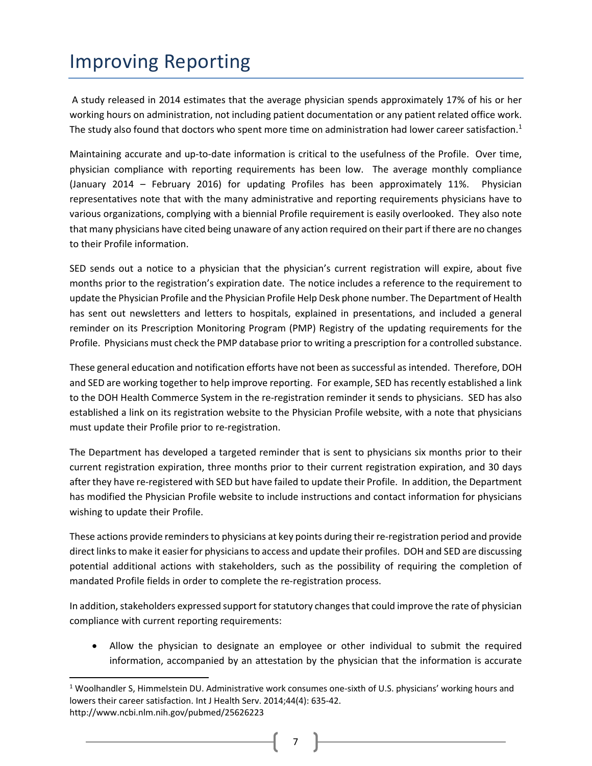# Improving Reporting

A study released in 2014 estimates that the average physician spends approximately 17% of his or her working hours on administration, not including patient documentation or any patient related office work. The study also found that doctors who spent more time on administration had lower career satisfaction.[1]

Maintaining accurate and up-to-date information is critical to the usefulness of the Profile. Over time, physician compliance with reporting requirements has been low. The average monthly compliance (January 2014 – February 2016) for updating Profiles has been approximately 11%. Physician representatives note that with the many administrative and reporting requirements physicians have to various organizations, complying with a biennial Profile requirement is easily overlooked. They also note that many physicians have cited being unaware of any action required on their part if there are no changes to their Profile information.

SED sends out a notice to a physician that the physician's current registration will expire, about five months prior to the registration's expiration date. The notice includes a reference to the requirement to update the Physician Profile and the Physician Profile Help Desk phone number. The Department of Health has sent out newsletters and letters to hospitals, explained in presentations, and included a general reminder on its Prescription Monitoring Program (PMP) Registry of the updating requirements for the Profile. Physicians must check the PMP database prior to writing a prescription for a controlled substance.

These general education and notification efforts have not been as successful as intended. Therefore, DOH and SED are working together to help improve reporting. For example, SED has recently established a link to the DOH Health Commerce System in the re-registration reminder it sends to physicians. SED has also established a link on its registration website to the Physician Profile website, with a note that physicians must update their Profile prior to re-registration.

The Department has developed a targeted reminder that is sent to physicians six months prior to their current registration expiration, three months prior to their current registration expiration, and 30 days after they have re-registered with SED but have failed to update their Profile. In addition, the Department has modified the Physician Profile website to include instructions and contact information for physicians wishing to update their Profile.

These actions provide reminders to physicians at key points during their re-registration period and provide direct links to make it easier for physicians to access and update their profiles. DOH and SED are discussing potential additional actions with stakeholders, such as the possibility of requiring the completion of mandated Profile fields in order to complete the re-registration process.

In addition, stakeholders expressed support for statutory changes that could improve the rate of physician compliance with current reporting requirements:

- Allow the physician to designate an employee or other individual to submit the required information, accompanied by an attestation by the physician that the information is accurate

[1] Woolhandler S, Himmelstein DU. Administrative work consumes one-sixth of U.S. physicians' working hours and lowers their career satisfaction. Int J Health Serv. 2014;44(4): 635-42. http://www.ncbi.nlm.nih.gov/pubmed/25626223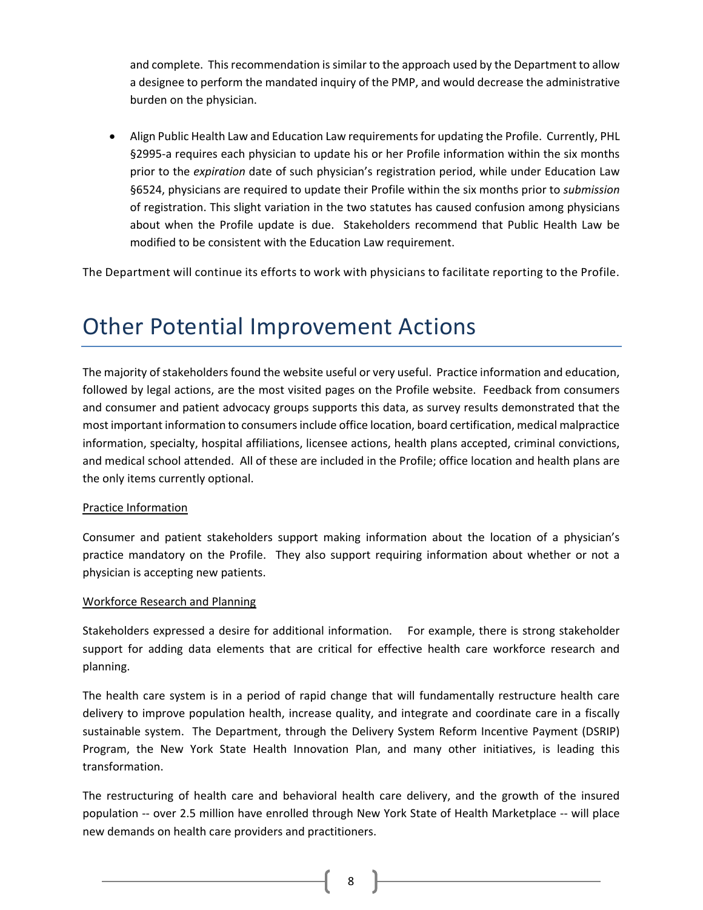and complete. This recommendation is similar to the approach used by the Department to allow a designee to perform the mandated inquiry of the PMP, and would decrease the administrative burden on the physician.

- Align Public Health Law and Education Law requirements for updating the Profile. Currently, PHL §2995-a requires each physician to update his or her Profile information within the six months prior to the *expiration* date of such physician's registration period, while under Education Law §6524, physicians are required to update their Profile within the six months prior to *submission* of registration. This slight variation in the two statutes has caused confusion among physicians about when the Profile update is due. Stakeholders recommend that Public Health Law be modified to be consistent with the Education Law requirement.

The Department will continue its efforts to work with physicians to facilitate reporting to the Profile.

# Other Potential Improvement Actions

The majority of stakeholders found the website useful or very useful. Practice information and education, followed by legal actions, are the most visited pages on the Profile website. Feedback from consumers and consumer and patient advocacy groups supports this data, as survey results demonstrated that the most important information to consumers include office location, board certification, medical malpractice information, specialty, hospital affiliations, licensee actions, health plans accepted, criminal convictions, and medical school attended. All of these are included in the Profile; office location and health plans are the only items currently optional.

<u>Practice Information</u>

Consumer and patient stakeholders support making information about the location of a physician's practice mandatory on the Profile. They also support requiring information about whether or not a physician is accepting new patients.

<u>Workforce Research and Planning</u>

Stakeholders expressed a desire for additional information. For example, there is strong stakeholder support for adding data elements that are critical for effective health care workforce research and planning.

The health care system is in a period of rapid change that will fundamentally restructure health care delivery to improve population health, increase quality, and integrate and coordinate care in a fiscally sustainable system. The Department, through the Delivery System Reform Incentive Payment (DSRIP) Program, the New York State Health Innovation Plan, and many other initiatives, is leading this transformation.

The restructuring of health care and behavioral health care delivery, and the growth of the insured population -- over 2.5 million have enrolled through New York State of Health Marketplace -- will place new demands on health care providers and practitioners.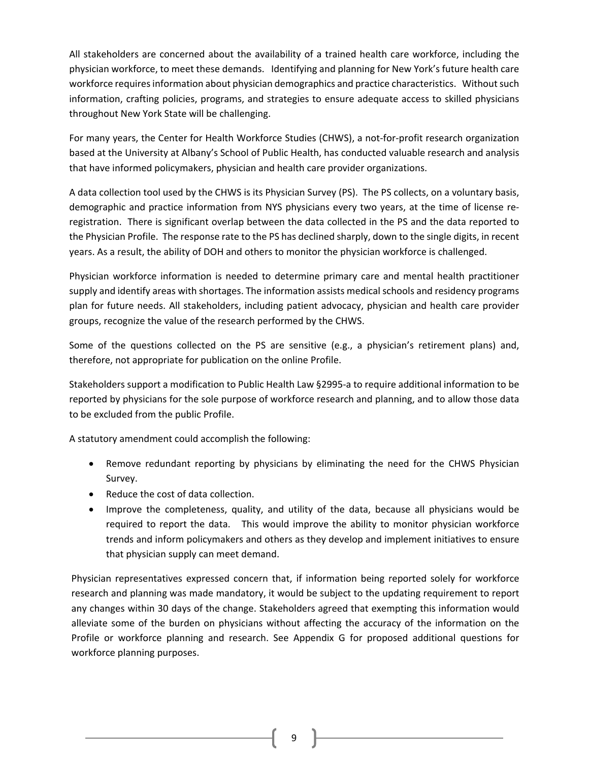All stakeholders are concerned about the availability of a trained health care workforce, including the physician workforce, to meet these demands. Identifying and planning for New York's future health care workforce requires information about physician demographics and practice characteristics. Without such information, crafting policies, programs, and strategies to ensure adequate access to skilled physicians throughout New York State will be challenging.

For many years, the Center for Health Workforce Studies (CHWS), a not-for-profit research organization based at the University at Albany's School of Public Health, has conducted valuable research and analysis that have informed policymakers, physician and health care provider organizations.

A data collection tool used by the CHWS is its Physician Survey (PS). The PS collects, on a voluntary basis, demographic and practice information from NYS physicians every two years, at the time of license re-registration. There is significant overlap between the data collected in the PS and the data reported to the Physician Profile. The response rate to the PS has declined sharply, down to the single digits, in recent years. As a result, the ability of DOH and others to monitor the physician workforce is challenged.

Physician workforce information is needed to determine primary care and mental health practitioner supply and identify areas with shortages. The information assists medical schools and residency programs plan for future needs. All stakeholders, including patient advocacy, physician and health care provider groups, recognize the value of the research performed by the CHWS.

Some of the questions collected on the PS are sensitive (e.g., a physician's retirement plans) and, therefore, not appropriate for publication on the online Profile.

Stakeholders support a modification to Public Health Law §2995-a to require additional information to be reported by physicians for the sole purpose of workforce research and planning, and to allow those data to be excluded from the public Profile.

A statutory amendment could accomplish the following:

- Remove redundant reporting by physicians by eliminating the need for the CHWS Physician Survey.
- Reduce the cost of data collection.
- Improve the completeness, quality, and utility of the data, because all physicians would be required to report the data. This would improve the ability to monitor physician workforce trends and inform policymakers and others as they develop and implement initiatives to ensure that physician supply can meet demand.

Physician representatives expressed concern that, if information being reported solely for workforce research and planning was made mandatory, it would be subject to the updating requirement to report any changes within 30 days of the change. Stakeholders agreed that exempting this information would alleviate some of the burden on physicians without affecting the accuracy of the information on the Profile or workforce planning and research. See Appendix G for proposed additional questions for workforce planning purposes.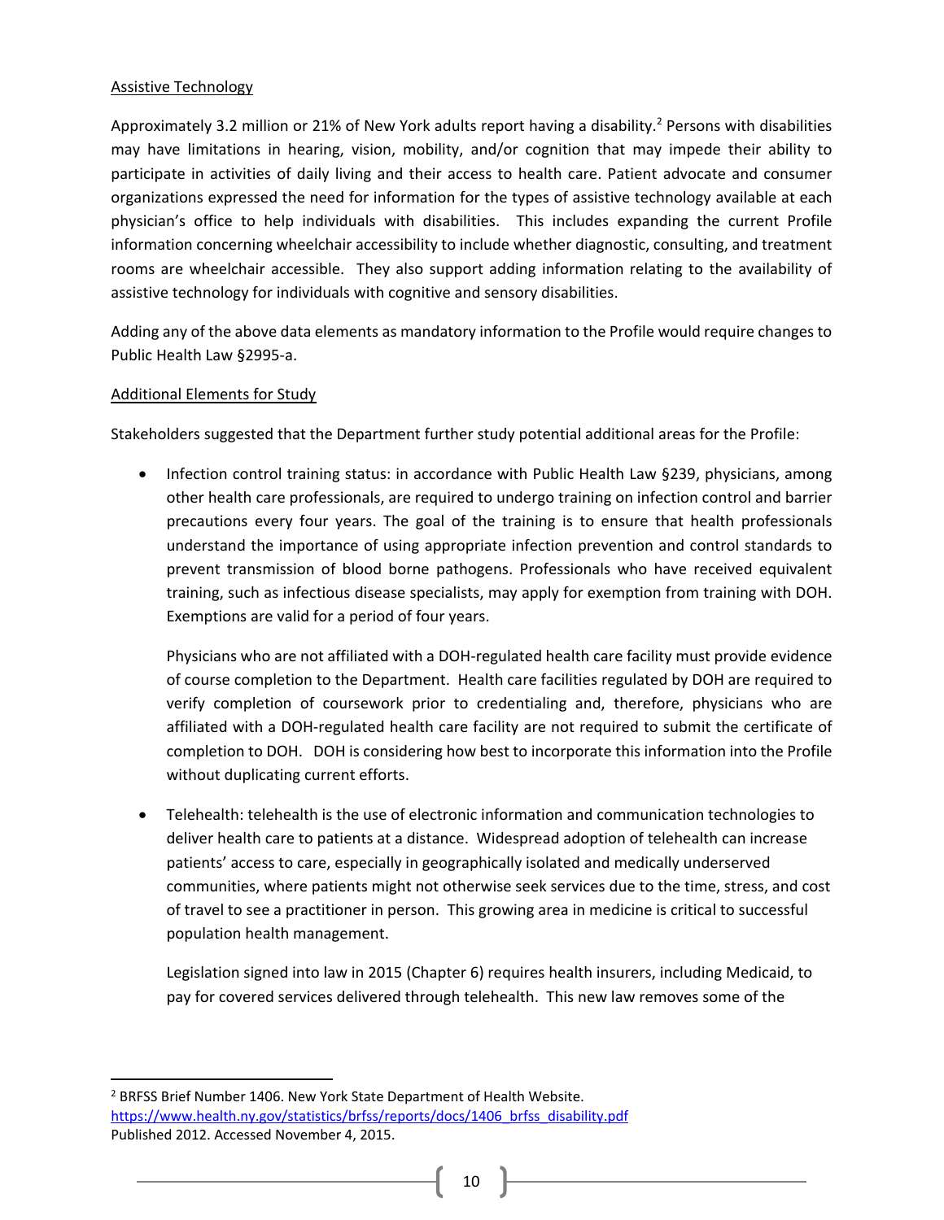Assistive Technology

Approximately 3.2 million or 21% of New York adults report having a disability.[2] Persons with disabilities may have limitations in hearing, vision, mobility, and/or cognition that may impede their ability to participate in activities of daily living and their access to health care. Patient advocate and consumer organizations expressed the need for information for the types of assistive technology available at each physician's office to help individuals with disabilities. This includes expanding the current Profile information concerning wheelchair accessibility to include whether diagnostic, consulting, and treatment rooms are wheelchair accessible. They also support adding information relating to the availability of assistive technology for individuals with cognitive and sensory disabilities.

Adding any of the above data elements as mandatory information to the Profile would require changes to Public Health Law §2995-a.

Additional Elements for Study

Stakeholders suggested that the Department further study potential additional areas for the Profile:

- Infection control training status: in accordance with Public Health Law §239, physicians, among other health care professionals, are required to undergo training on infection control and barrier precautions every four years. The goal of the training is to ensure that health professionals understand the importance of using appropriate infection prevention and control standards to prevent transmission of blood borne pathogens. Professionals who have received equivalent training, such as infectious disease specialists, may apply for exemption from training with DOH. Exemptions are valid for a period of four years.

  Physicians who are not affiliated with a DOH-regulated health care facility must provide evidence of course completion to the Department. Health care facilities regulated by DOH are required to verify completion of coursework prior to credentialing and, therefore, physicians who are affiliated with a DOH-regulated health care facility are not required to submit the certificate of completion to DOH. DOH is considering how best to incorporate this information into the Profile without duplicating current efforts.

- Telehealth: telehealth is the use of electronic information and communication technologies to deliver health care to patients at a distance. Widespread adoption of telehealth can increase patients' access to care, especially in geographically isolated and medically underserved communities, where patients might not otherwise seek services due to the time, stress, and cost of travel to see a practitioner in person. This growing area in medicine is critical to successful population health management.

  Legislation signed into law in 2015 (Chapter 6) requires health insurers, including Medicaid, to pay for covered services delivered through telehealth. This new law removes some of the

[2] BRFSS Brief Number 1406. New York State Department of Health Website. https://www.health.ny.gov/statistics/brfss/reports/docs/1406_brfss_disability.pdf Published 2012. Accessed November 4, 2015.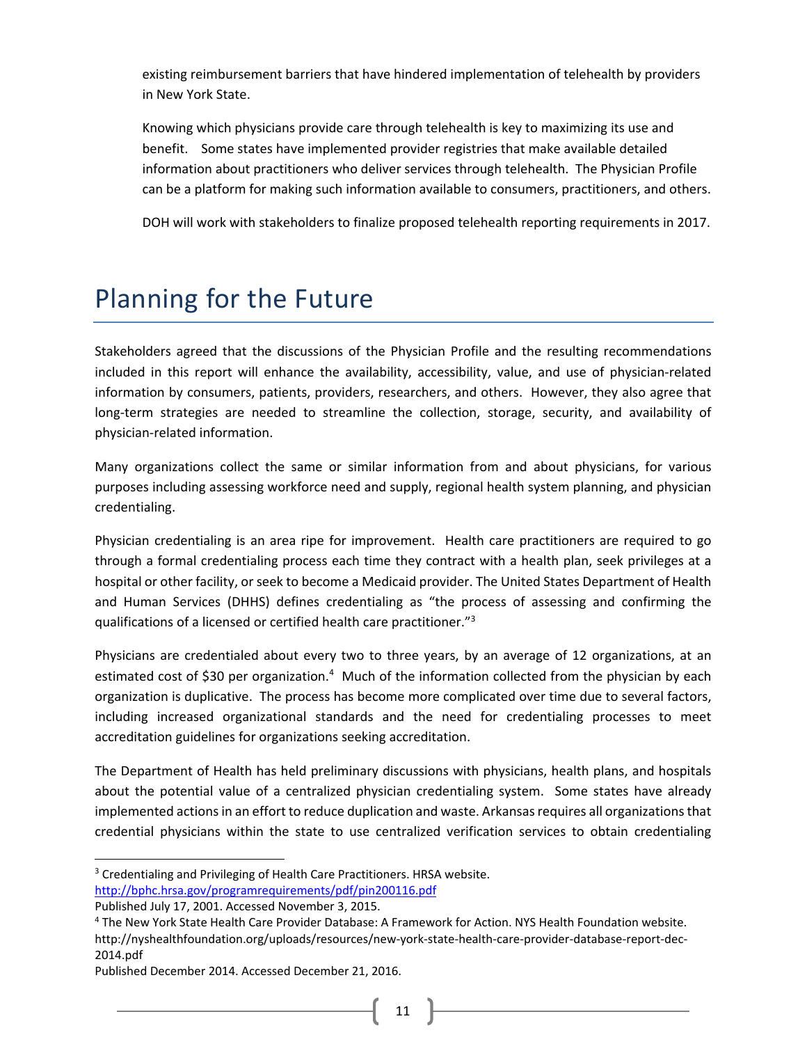existing reimbursement barriers that have hindered implementation of telehealth by providers in New York State.

Knowing which physicians provide care through telehealth is key to maximizing its use and benefit. Some states have implemented provider registries that make available detailed information about practitioners who deliver services through telehealth. The Physician Profile can be a platform for making such information available to consumers, practitioners, and others.

DOH will work with stakeholders to finalize proposed telehealth reporting requirements in 2017.

# Planning for the Future

Stakeholders agreed that the discussions of the Physician Profile and the resulting recommendations included in this report will enhance the availability, accessibility, value, and use of physician-related information by consumers, patients, providers, researchers, and others. However, they also agree that long-term strategies are needed to streamline the collection, storage, security, and availability of physician-related information.

Many organizations collect the same or similar information from and about physicians, for various purposes including assessing workforce need and supply, regional health system planning, and physician credentialing.

Physician credentialing is an area ripe for improvement. Health care practitioners are required to go through a formal credentialing process each time they contract with a health plan, seek privileges at a hospital or other facility, or seek to become a Medicaid provider. The United States Department of Health and Human Services (DHHS) defines credentialing as "the process of assessing and confirming the qualifications of a licensed or certified health care practitioner."[3]

Physicians are credentialed about every two to three years, by an average of 12 organizations, at an estimated cost of $30 per organization.[4] Much of the information collected from the physician by each organization is duplicative. The process has become more complicated over time due to several factors, including increased organizational standards and the need for credentialing processes to meet accreditation guidelines for organizations seeking accreditation.

The Department of Health has held preliminary discussions with physicians, health plans, and hospitals about the potential value of a centralized physician credentialing system. Some states have already implemented actions in an effort to reduce duplication and waste. Arkansas requires all organizations that credential physicians within the state to use centralized verification services to obtain credentialing

---

[3] Credentialing and Privileging of Health Care Practitioners. HRSA website. http://bphc.hrsa.gov/programrequirements/pdf/pin200116.pdf
Published July 17, 2001. Accessed November 3, 2015.

[4] The New York State Health Care Provider Database: A Framework for Action. NYS Health Foundation website. http://nyshealthfoundation.org/uploads/resources/new-york-state-health-care-provider-database-report-dec-2014.pdf
Published December 2014. Accessed December 21, 2016.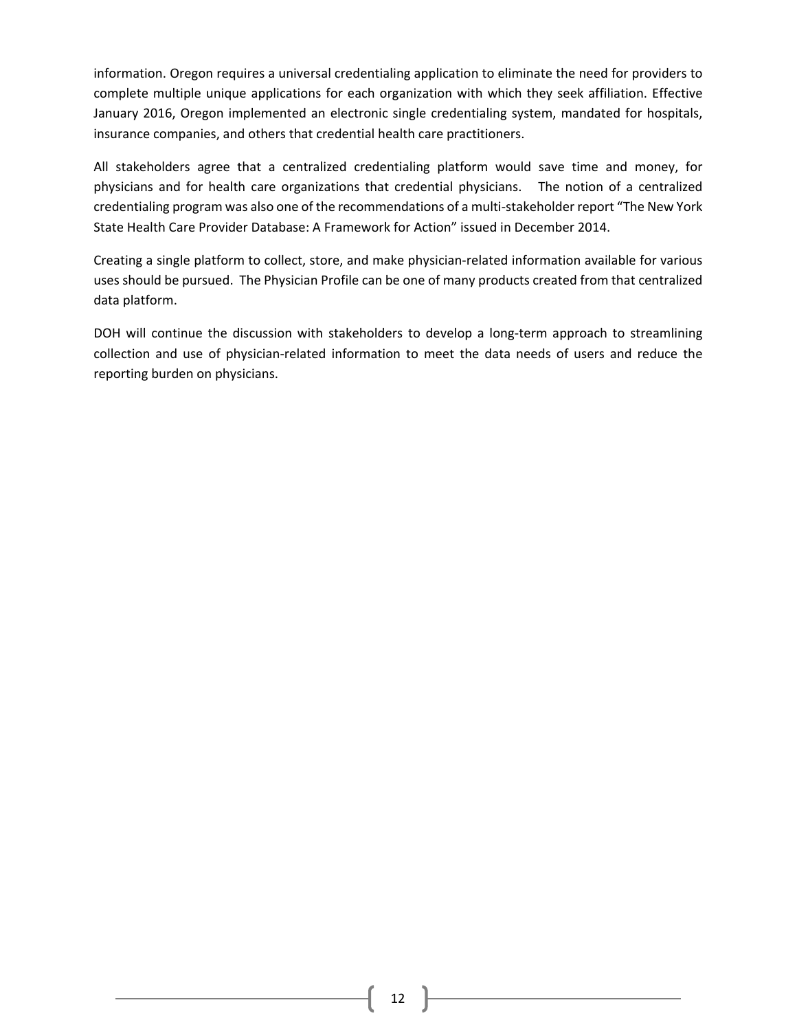information. Oregon requires a universal credentialing application to eliminate the need for providers to complete multiple unique applications for each organization with which they seek affiliation. Effective January 2016, Oregon implemented an electronic single credentialing system, mandated for hospitals, insurance companies, and others that credential health care practitioners.

All stakeholders agree that a centralized credentialing platform would save time and money, for physicians and for health care organizations that credential physicians. The notion of a centralized credentialing program was also one of the recommendations of a multi-stakeholder report "The New York State Health Care Provider Database: A Framework for Action" issued in December 2014.

Creating a single platform to collect, store, and make physician-related information available for various uses should be pursued. The Physician Profile can be one of many products created from that centralized data platform.

DOH will continue the discussion with stakeholders to develop a long-term approach to streamlining collection and use of physician-related information to meet the data needs of users and reduce the reporting burden on physicians.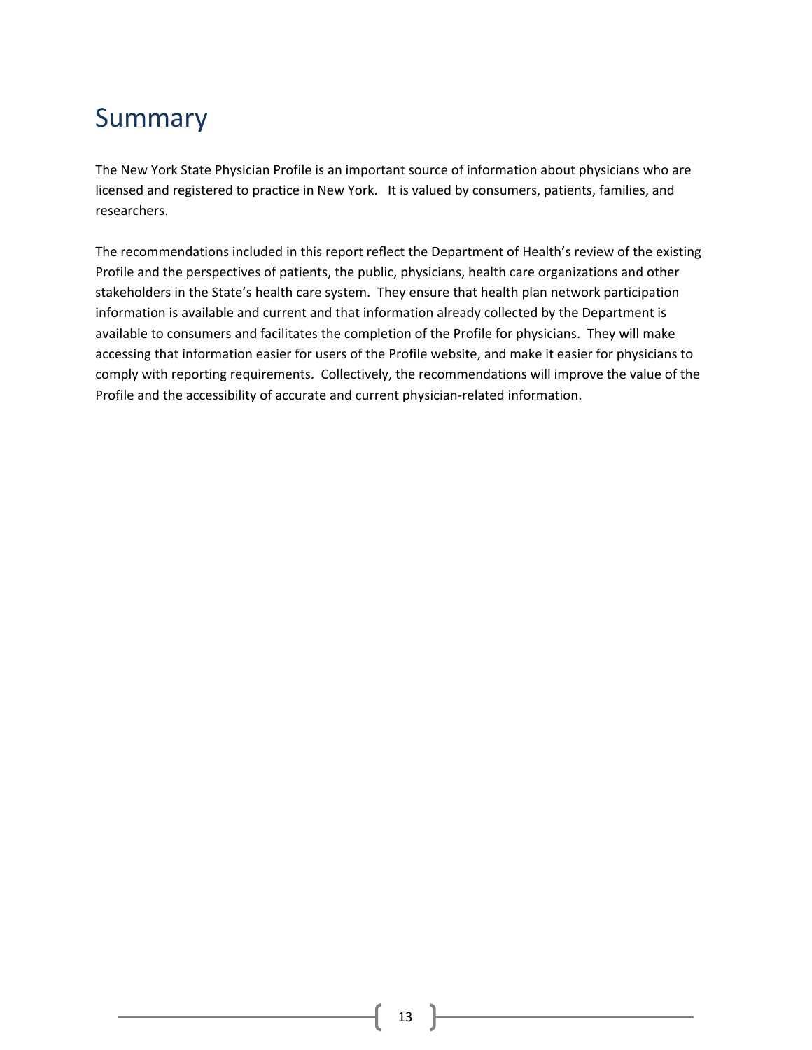# Summary

The New York State Physician Profile is an important source of information about physicians who are licensed and registered to practice in New York. It is valued by consumers, patients, families, and researchers.

The recommendations included in this report reflect the Department of Health's review of the existing Profile and the perspectives of patients, the public, physicians, health care organizations and other stakeholders in the State's health care system. They ensure that health plan network participation information is available and current and that information already collected by the Department is available to consumers and facilitates the completion of the Profile for physicians. They will make accessing that information easier for users of the Profile website, and make it easier for physicians to comply with reporting requirements. Collectively, the recommendations will improve the value of the Profile and the accessibility of accurate and current physician-related information.